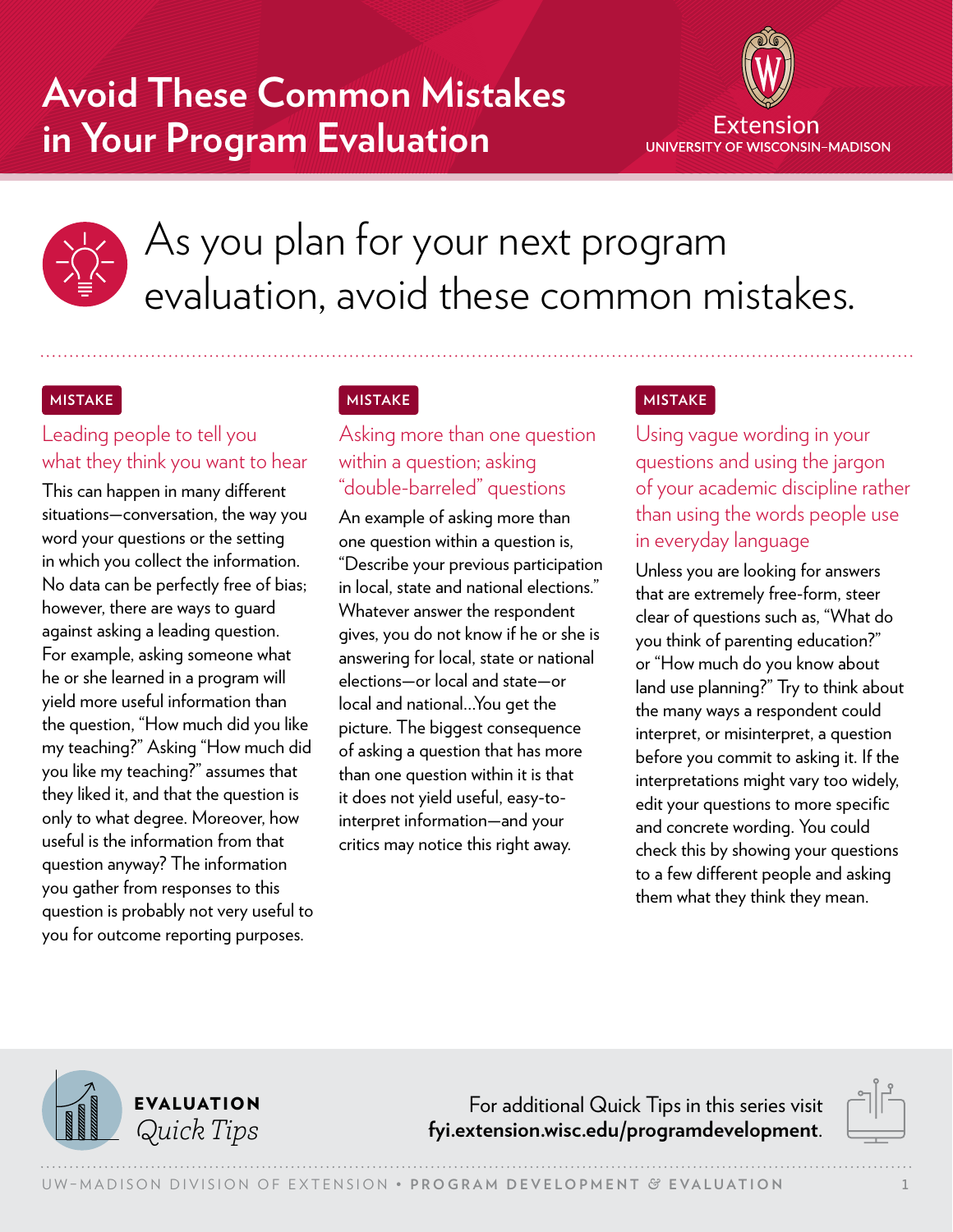# Avoid These Common Mistakes in Your Program Evaluation

Extension
UNIVERSITY OF WISCONSIN–MADISON

## As you plan for your next program evaluation, avoid these common mistakes.

MISTAKE

### Leading people to tell you what they think you want to hear

This can happen in many different situations—conversation, the way you word your questions or the setting in which you collect the information. No data can be perfectly free of bias; however, there are ways to guard against asking a leading question. For example, asking someone what he or she learned in a program will yield more useful information than the question, "How much did you like my teaching?" Asking "How much did you like my teaching?" assumes that they liked it, and that the question is only to what degree. Moreover, how useful is the information from that question anyway? The information you gather from responses to this question is probably not very useful to you for outcome reporting purposes.

MISTAKE

### Asking more than one question within a question; asking "double-barreled" questions

An example of asking more than one question within a question is, "Describe your previous participation in local, state and national elections." Whatever answer the respondent gives, you do not know if he or she is answering for local, state or national elections—or local and state—or local and national...You get the picture. The biggest consequence of asking a question that has more than one question within it is that it does not yield useful, easy-to-interpret information—and your critics may notice this right away.

MISTAKE

### Using vague wording in your questions and using the jargon of your academic discipline rather than using the words people use in everyday language

Unless you are looking for answers that are extremely free-form, steer clear of questions such as, "What do you think of parenting education?" or "How much do you know about land use planning?" Try to think about the many ways a respondent could interpret, or misinterpret, a question before you commit to asking it. If the interpretations might vary too widely, edit your questions to more specific and concrete wording. You could check this by showing your questions to a few different people and asking them what they think they mean.

**EVALUATION** *Quick Tips*

For additional Quick Tips in this series visit **fyi.extension.wisc.edu/programdevelopment**.

UW-MADISON DIVISION OF EXTENSION • **PROGRAM DEVELOPMENT & EVALUATION**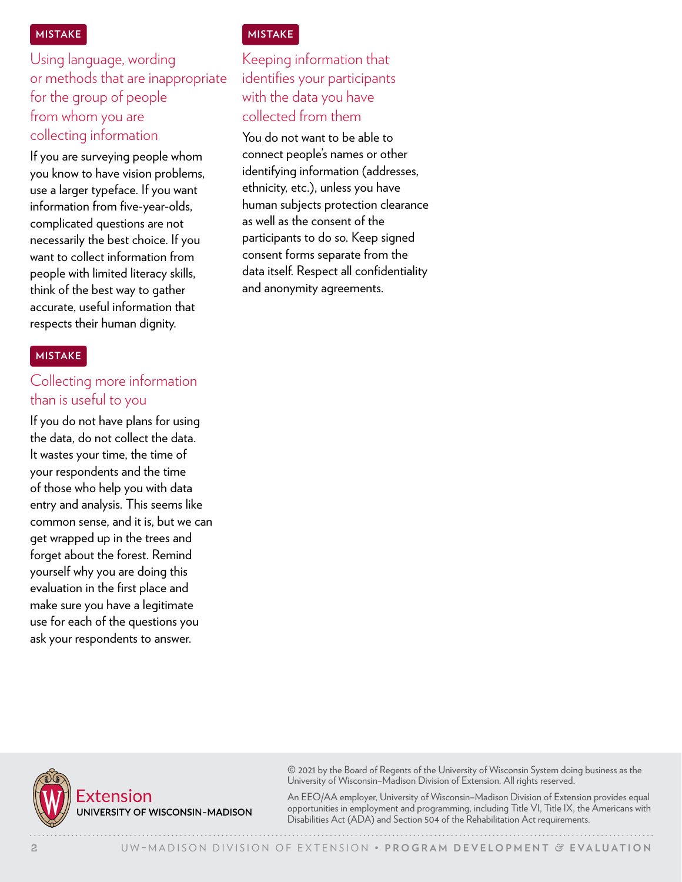**MISTAKE**

## Using language, wording or methods that are inappropriate for the group of people from whom you are collecting information

If you are surveying people whom you know to have vision problems, use a larger typeface. If you want information from five-year-olds, complicated questions are not necessarily the best choice. If you want to collect information from people with limited literacy skills, think of the best way to gather accurate, useful information that respects their human dignity.

**MISTAKE**

## Collecting more information than is useful to you

If you do not have plans for using the data, do not collect the data. It wastes your time, the time of your respondents and the time of those who help you with data entry and analysis. This seems like common sense, and it is, but we can get wrapped up in the trees and forget about the forest. Remind yourself why you are doing this evaluation in the first place and make sure you have a legitimate use for each of the questions you ask your respondents to answer.

**MISTAKE**

## Keeping information that identifies your participants with the data you have collected from them

You do not want to be able to connect people's names or other identifying information (addresses, ethnicity, etc.), unless you have human subjects protection clearance as well as the consent of the participants to do so. Keep signed consent forms separate from the data itself. Respect all confidentiality and anonymity agreements.

Extension
UNIVERSITY OF WISCONSIN–MADISON

© 2021 by the Board of Regents of the University of Wisconsin System doing business as the University of Wisconsin–Madison Division of Extension. All rights reserved.

An EEO/AA employer, University of Wisconsin–Madison Division of Extension provides equal opportunities in employment and programming, including Title VI, Title IX, the Americans with Disabilities Act (ADA) and Section 504 of the Rehabilitation Act requirements.